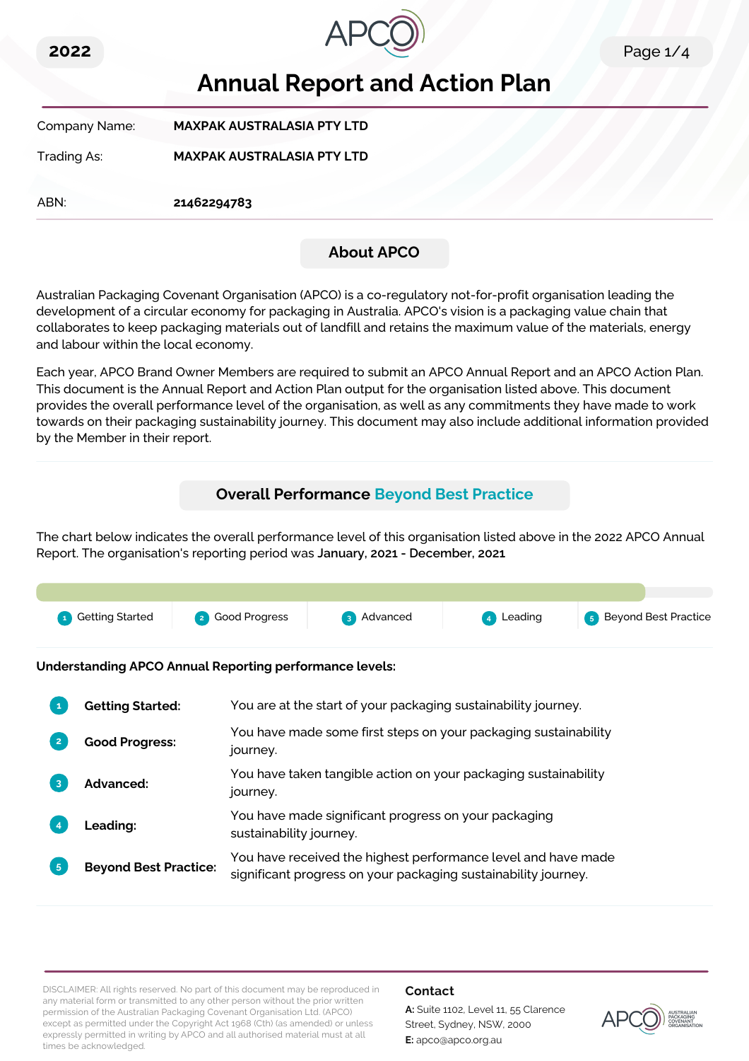2022

# Annual Report and Action Plan

| | |
|---|---|
| Company Name: | **MAXPAK AUSTRALASIA PTY LTD** |
| Trading As: | **MAXPAK AUSTRALASIA PTY LTD** |
| ABN: | **21462294783** |

## About APCO

Australian Packaging Covenant Organisation (APCO) is a co-regulatory not-for-profit organisation leading the development of a circular economy for packaging in Australia. APCO's vision is a packaging value chain that collaborates to keep packaging materials out of landfill and retains the maximum value of the materials, energy and labour within the local economy.

Each year, APCO Brand Owner Members are required to submit an APCO Annual Report and an APCO Action Plan. This document is the Annual Report and Action Plan output for the organisation listed above. This document provides the overall performance level of the organisation, as well as any commitments they have made to work towards on their packaging sustainability journey. This document may also include additional information provided by the Member in their report.

## Overall Performance Beyond Best Practice

The chart below indicates the overall performance level of this organisation listed above in the 2022 APCO Annual Report. The organisation's reporting period was **January, 2021 - December, 2021**

1 Getting Started | 2 Good Progress | 3 Advanced | 4 Leading | 5 Beyond Best Practice

**Understanding APCO Annual Reporting performance levels:**

| | |
|---|---|
| 1 **Getting Started:** | You are at the start of your packaging sustainability journey. |
| 2 **Good Progress:** | You have made some first steps on your packaging sustainability journey. |
| 3 **Advanced:** | You have taken tangible action on your packaging sustainability journey. |
| 4 **Leading:** | You have made significant progress on your packaging sustainability journey. |
| 5 **Beyond Best Practice:** | You have received the highest performance level and have made significant progress on your packaging sustainability journey. |

DISCLAIMER: All rights reserved. No part of this document may be reproduced in any material form or transmitted to any other person without the prior written permission of the Australian Packaging Covenant Organisation Ltd. (APCO) except as permitted under the Copyright Act 1968 (Cth) (as amended) or unless expressly permitted in writing by APCO and all authorised material must at all times be acknowledged.

**Contact**

**A:** Suite 1102, Level 11, 55 Clarence Street, Sydney, NSW, 2000

**E:** apco@apco.org.au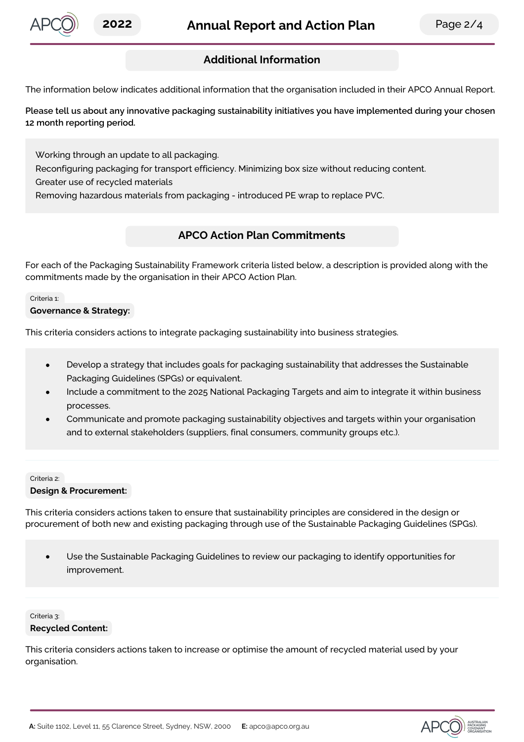## Additional Information

The information below indicates additional information that the organisation included in their APCO Annual Report.

**Please tell us about any innovative packaging sustainability initiatives you have implemented during your chosen 12 month reporting period.**

Working through an update to all packaging.
Reconfiguring packaging for transport efficiency. Minimizing box size without reducing content.
Greater use of recycled materials
Removing hazardous materials from packaging - introduced PE wrap to replace PVC.

## APCO Action Plan Commitments

For each of the Packaging Sustainability Framework criteria listed below, a description is provided along with the commitments made by the organisation in their APCO Action Plan.

Criteria 1:

### Governance & Strategy:

This criteria considers actions to integrate packaging sustainability into business strategies.

- Develop a strategy that includes goals for packaging sustainability that addresses the Sustainable Packaging Guidelines (SPGs) or equivalent.
- Include a commitment to the 2025 National Packaging Targets and aim to integrate it within business processes.
- Communicate and promote packaging sustainability objectives and targets within your organisation and to external stakeholders (suppliers, final consumers, community groups etc.).

Criteria 2:

### Design & Procurement:

This criteria considers actions taken to ensure that sustainability principles are considered in the design or procurement of both new and existing packaging through use of the Sustainable Packaging Guidelines (SPGs).

- Use the Sustainable Packaging Guidelines to review our packaging to identify opportunities for improvement.

Criteria 3:

### Recycled Content:

This criteria considers actions taken to increase or optimise the amount of recycled material used by your organisation.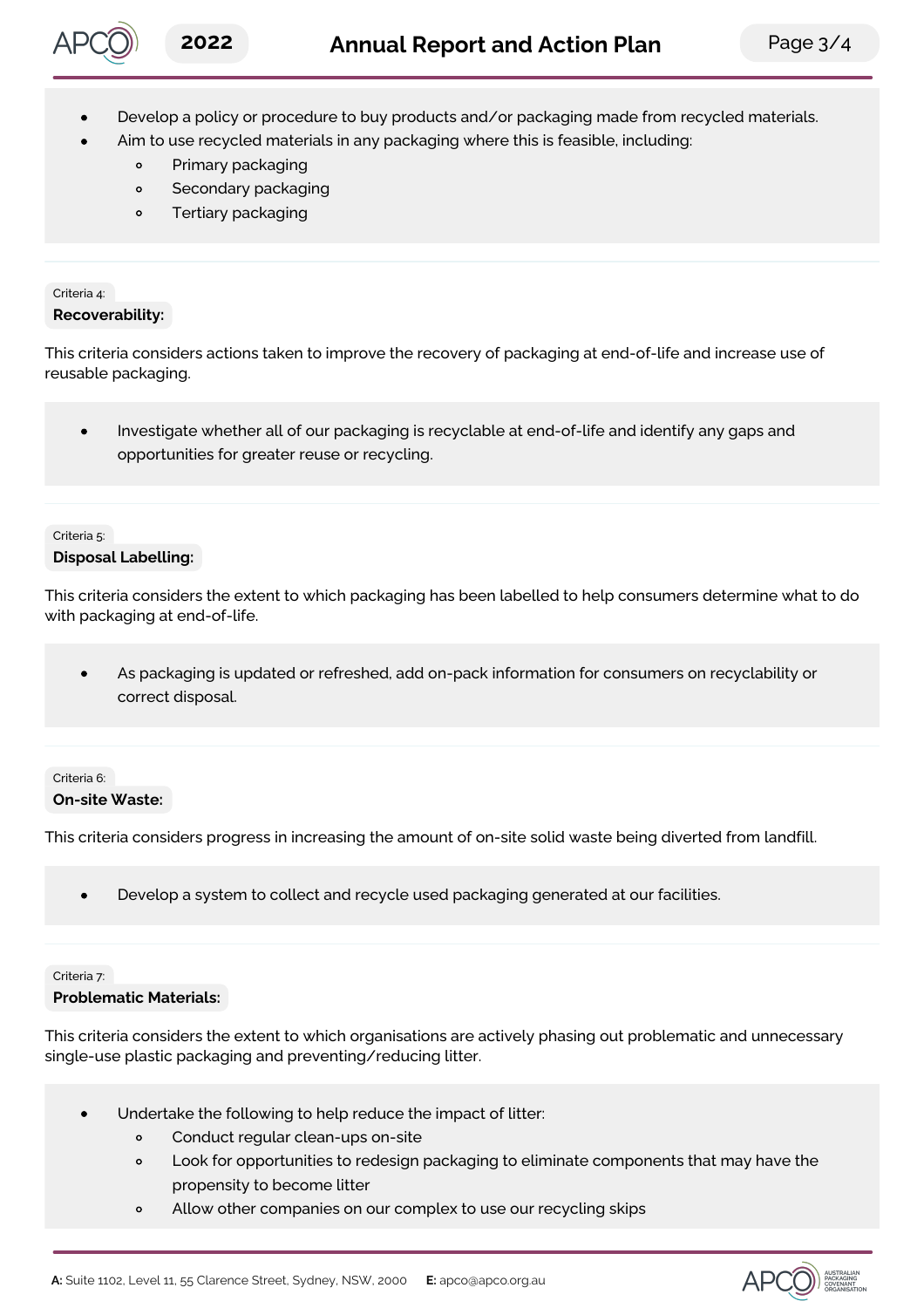- Develop a policy or procedure to buy products and/or packaging made from recycled materials.
- Aim to use recycled materials in any packaging where this is feasible, including:
  - Primary packaging
  - Secondary packaging
  - Tertiary packaging

Criteria 4:

**Recoverability:**

This criteria considers actions taken to improve the recovery of packaging at end-of-life and increase use of reusable packaging.

- Investigate whether all of our packaging is recyclable at end-of-life and identify any gaps and opportunities for greater reuse or recycling.

Criteria 5:

**Disposal Labelling:**

This criteria considers the extent to which packaging has been labelled to help consumers determine what to do with packaging at end-of-life.

- As packaging is updated or refreshed, add on-pack information for consumers on recyclability or correct disposal.

Criteria 6:

**On-site Waste:**

This criteria considers progress in increasing the amount of on-site solid waste being diverted from landfill.

- Develop a system to collect and recycle used packaging generated at our facilities.

Criteria 7:

**Problematic Materials:**

This criteria considers the extent to which organisations are actively phasing out problematic and unnecessary single-use plastic packaging and preventing/reducing litter.

- Undertake the following to help reduce the impact of litter:
  - Conduct regular clean-ups on-site
  - Look for opportunities to redesign packaging to eliminate components that may have the propensity to become litter
  - Allow other companies on our complex to use our recycling skips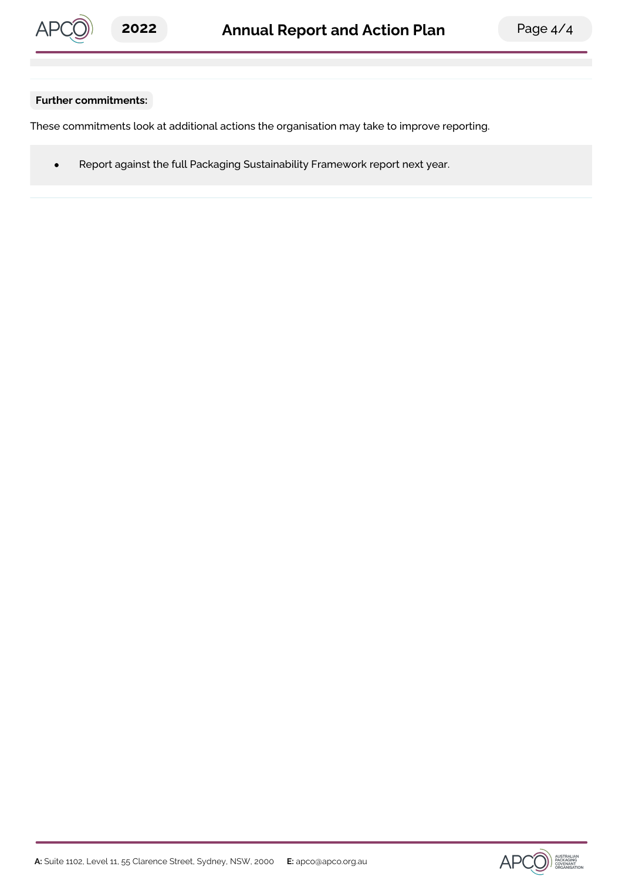**Further commitments:**

These commitments look at additional actions the organisation may take to improve reporting.

- Report against the full Packaging Sustainability Framework report next year.